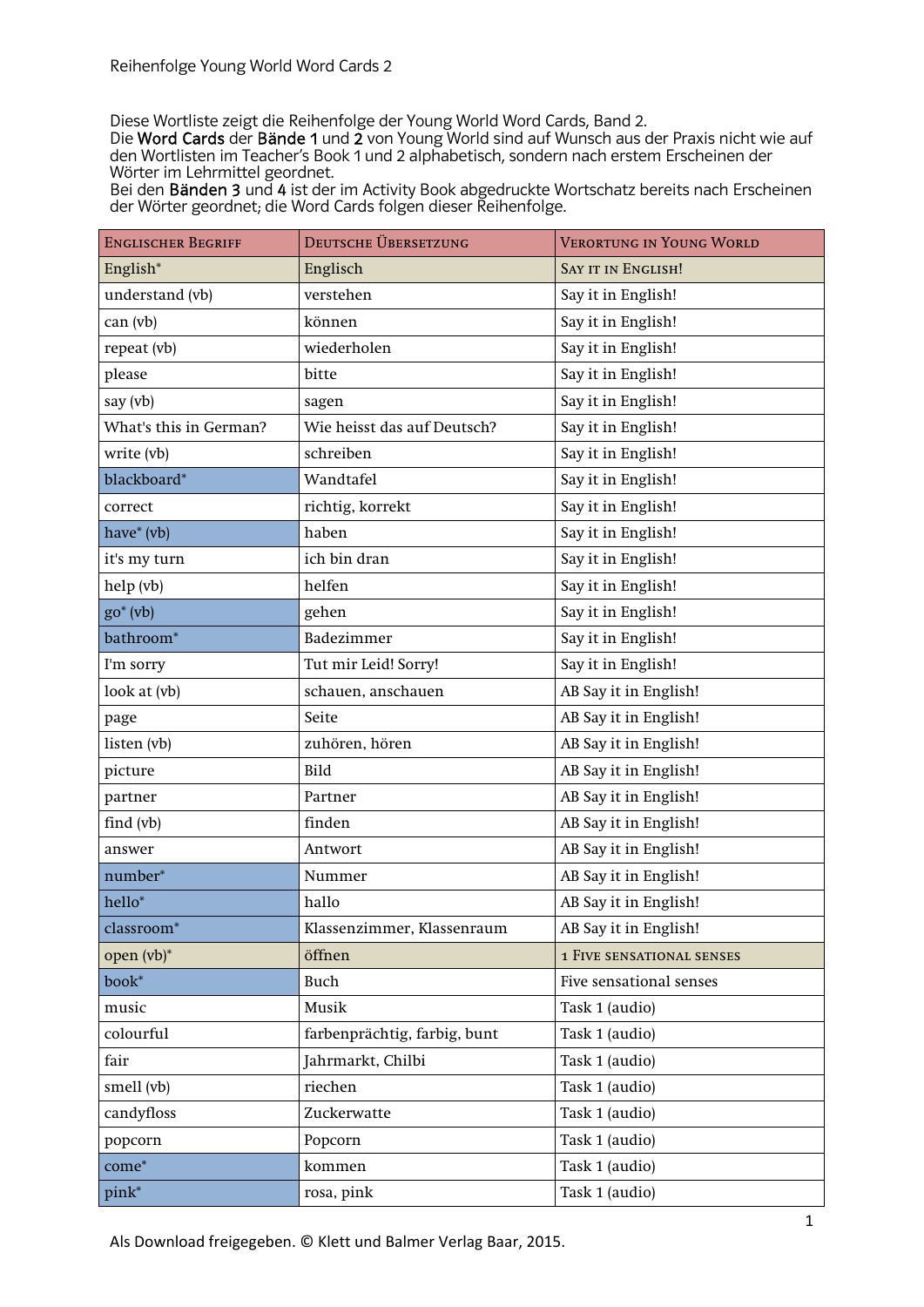Reihenfolge Young World Word Cards 2

Diese Wortliste zeigt die Reihenfolge der Young World Word Cards, Band 2.
Die Word Cards der Bände 1 und 2 von Young World sind auf Wunsch aus der Praxis nicht wie auf den Wortlisten im Teacher's Book 1 und 2 alphabetisch, sondern nach erstem Erscheinen der Wörter im Lehrmittel geordnet.
Bei den Bänden 3 und 4 ist der im Activity Book abgedruckte Wortschatz bereits nach Erscheinen der Wörter geordnet; die Word Cards folgen dieser Reihenfolge.

| Englischer Begriff | Deutsche Übersetzung | Verortung in Young World |
|---|---|---|
| English* | Englisch | Say it in English! |
| understand (vb) | verstehen | Say it in English! |
| can (vb) | können | Say it in English! |
| repeat (vb) | wiederholen | Say it in English! |
| please | bitte | Say it in English! |
| say (vb) | sagen | Say it in English! |
| What's this in German? | Wie heisst das auf Deutsch? | Say it in English! |
| write (vb) | schreiben | Say it in English! |
| blackboard* | Wandtafel | Say it in English! |
| correct | richtig, korrekt | Say it in English! |
| have* (vb) | haben | Say it in English! |
| it's my turn | ich bin dran | Say it in English! |
| help (vb) | helfen | Say it in English! |
| go* (vb) | gehen | Say it in English! |
| bathroom* | Badezimmer | Say it in English! |
| I'm sorry | Tut mir Leid! Sorry! | Say it in English! |
| look at (vb) | schauen, anschauen | AB Say it in English! |
| page | Seite | AB Say it in English! |
| listen (vb) | zuhören, hören | AB Say it in English! |
| picture | Bild | AB Say it in English! |
| partner | Partner | AB Say it in English! |
| find (vb) | finden | AB Say it in English! |
| answer | Antwort | AB Say it in English! |
| number* | Nummer | AB Say it in English! |
| hello* | hallo | AB Say it in English! |
| classroom* | Klassenzimmer, Klassenraum | AB Say it in English! |
| open (vb)* | öffnen | 1 Five sensational senses |
| book* | Buch | Five sensational senses |
| music | Musik | Task 1 (audio) |
| colourful | farbenprächtig, farbig, bunt | Task 1 (audio) |
| fair | Jahrmarkt, Chilbi | Task 1 (audio) |
| smell (vb) | riechen | Task 1 (audio) |
| candyfloss | Zuckerwatte | Task 1 (audio) |
| popcorn | Popcorn | Task 1 (audio) |
| come* | kommen | Task 1 (audio) |
| pink* | rosa, pink | Task 1 (audio) |

Als Download freigegeben. © Klett und Balmer Verlag Baar, 2015.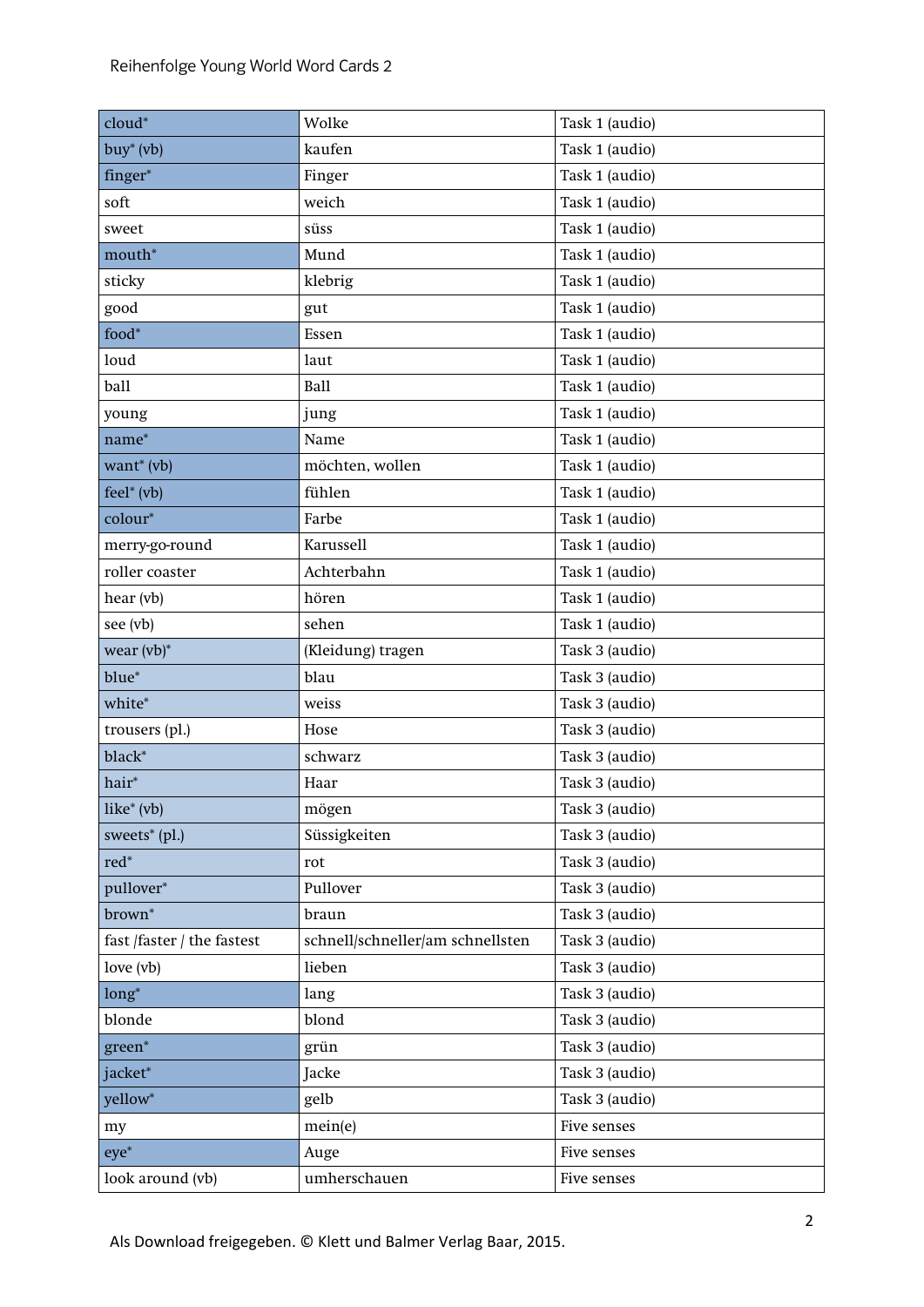| | | |
|---|---|---|
| cloud* | Wolke | Task 1 (audio) |
| buy* (vb) | kaufen | Task 1 (audio) |
| finger* | Finger | Task 1 (audio) |
| soft | weich | Task 1 (audio) |
| sweet | süss | Task 1 (audio) |
| mouth* | Mund | Task 1 (audio) |
| sticky | klebrig | Task 1 (audio) |
| good | gut | Task 1 (audio) |
| food* | Essen | Task 1 (audio) |
| loud | laut | Task 1 (audio) |
| ball | Ball | Task 1 (audio) |
| young | jung | Task 1 (audio) |
| name* | Name | Task 1 (audio) |
| want* (vb) | möchten, wollen | Task 1 (audio) |
| feel* (vb) | fühlen | Task 1 (audio) |
| colour* | Farbe | Task 1 (audio) |
| merry-go-round | Karussell | Task 1 (audio) |
| roller coaster | Achterbahn | Task 1 (audio) |
| hear (vb) | hören | Task 1 (audio) |
| see (vb) | sehen | Task 1 (audio) |
| wear (vb)* | (Kleidung) tragen | Task 3 (audio) |
| blue* | blau | Task 3 (audio) |
| white* | weiss | Task 3 (audio) |
| trousers (pl.) | Hose | Task 3 (audio) |
| black* | schwarz | Task 3 (audio) |
| hair* | Haar | Task 3 (audio) |
| like* (vb) | mögen | Task 3 (audio) |
| sweets* (pl.) | Süssigkeiten | Task 3 (audio) |
| red* | rot | Task 3 (audio) |
| pullover* | Pullover | Task 3 (audio) |
| brown* | braun | Task 3 (audio) |
| fast /faster / the fastest | schnell/schneller/am schnellsten | Task 3 (audio) |
| love (vb) | lieben | Task 3 (audio) |
| long* | lang | Task 3 (audio) |
| blonde | blond | Task 3 (audio) |
| green* | grün | Task 3 (audio) |
| jacket* | Jacke | Task 3 (audio) |
| yellow* | gelb | Task 3 (audio) |
| my | mein(e) | Five senses |
| eye* | Auge | Five senses |
| look around (vb) | umherschauen | Five senses |

Als Download freigegeben. © Klett und Balmer Verlag Baar, 2015.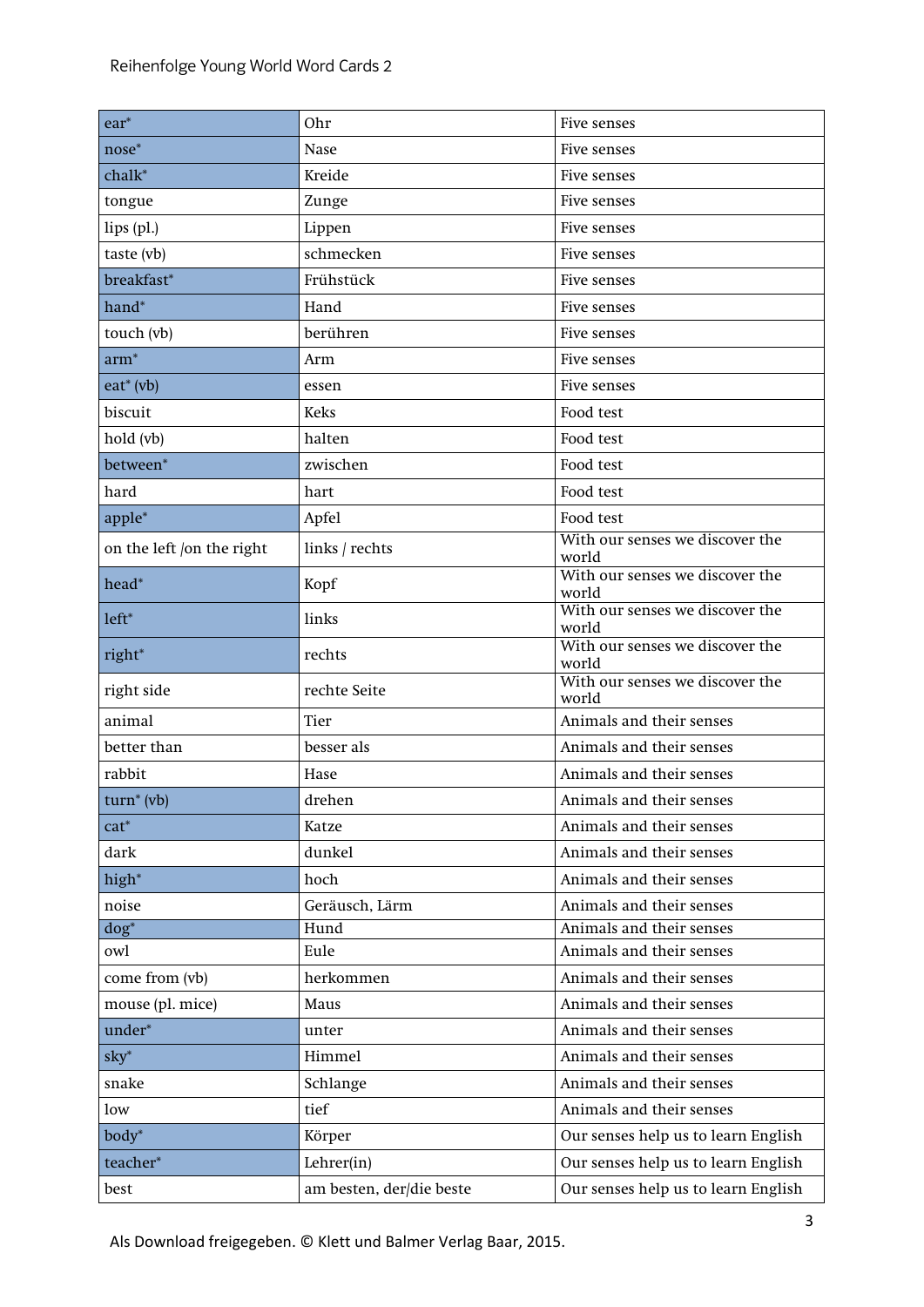| ear* | Ohr | Five senses |
|---|---|---|
| nose* | Nase | Five senses |
| chalk* | Kreide | Five senses |
| tongue | Zunge | Five senses |
| lips (pl.) | Lippen | Five senses |
| taste (vb) | schmecken | Five senses |
| breakfast* | Frühstück | Five senses |
| hand* | Hand | Five senses |
| touch (vb) | berühren | Five senses |
| arm* | Arm | Five senses |
| eat* (vb) | essen | Five senses |
| biscuit | Keks | Food test |
| hold (vb) | halten | Food test |
| between* | zwischen | Food test |
| hard | hart | Food test |
| apple* | Apfel | Food test |
| on the left /on the right | links / rechts | With our senses we discover the world |
| head* | Kopf | With our senses we discover the world |
| left* | links | With our senses we discover the world |
| right* | rechts | With our senses we discover the world |
| right side | rechte Seite | With our senses we discover the world |
| animal | Tier | Animals and their senses |
| better than | besser als | Animals and their senses |
| rabbit | Hase | Animals and their senses |
| turn* (vb) | drehen | Animals and their senses |
| cat* | Katze | Animals and their senses |
| dark | dunkel | Animals and their senses |
| high* | hoch | Animals and their senses |
| noise | Geräusch, Lärm | Animals and their senses |
| dog* | Hund | Animals and their senses |
| owl | Eule | Animals and their senses |
| come from (vb) | herkommen | Animals and their senses |
| mouse (pl. mice) | Maus | Animals and their senses |
| under* | unter | Animals and their senses |
| sky* | Himmel | Animals and their senses |
| snake | Schlange | Animals and their senses |
| low | tief | Animals and their senses |
| body* | Körper | Our senses help us to learn English |
| teacher* | Lehrer(in) | Our senses help us to learn English |
| best | am besten, der/die beste | Our senses help us to learn English |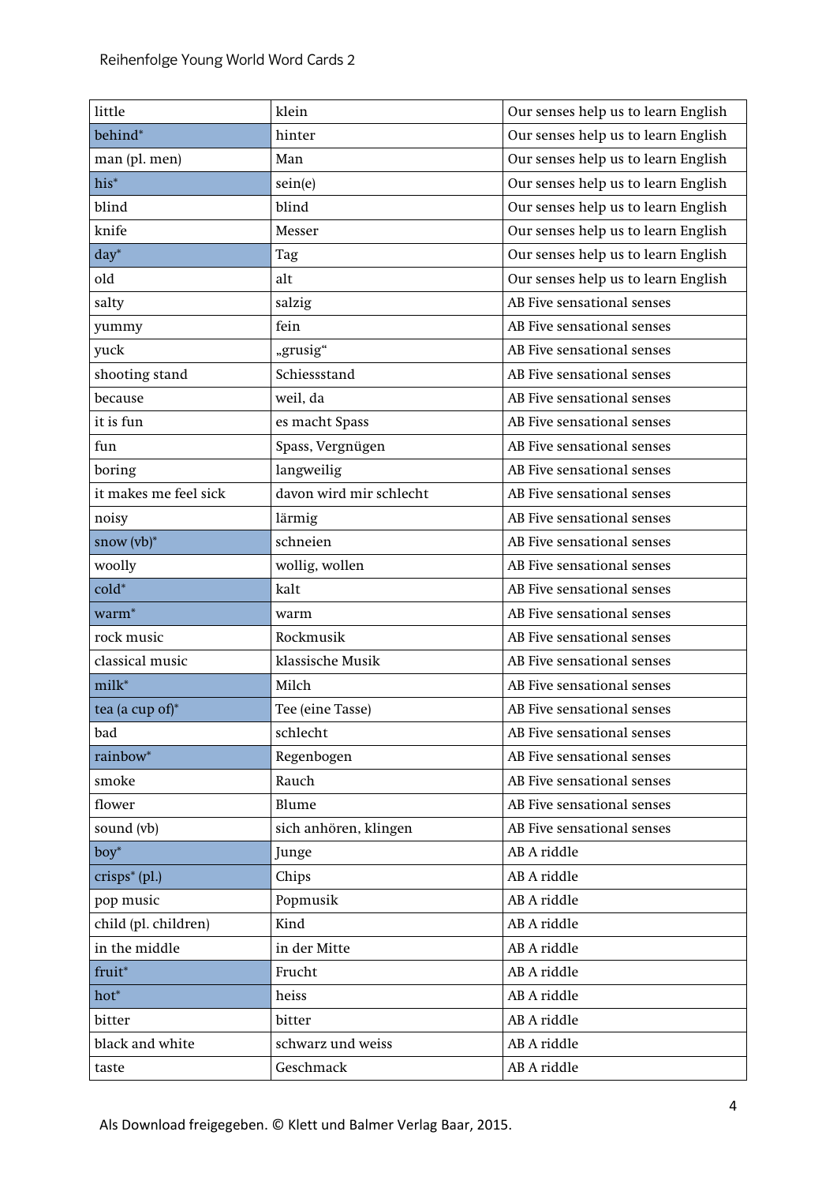| little | klein | Our senses help us to learn English |
|---|---|---|
| behind* | hinter | Our senses help us to learn English |
| man (pl. men) | Man | Our senses help us to learn English |
| his* | sein(e) | Our senses help us to learn English |
| blind | blind | Our senses help us to learn English |
| knife | Messer | Our senses help us to learn English |
| day* | Tag | Our senses help us to learn English |
| old | alt | Our senses help us to learn English |
| salty | salzig | AB Five sensational senses |
| yummy | fein | AB Five sensational senses |
| yuck | „grusig“ | AB Five sensational senses |
| shooting stand | Schiessstand | AB Five sensational senses |
| because | weil, da | AB Five sensational senses |
| it is fun | es macht Spass | AB Five sensational senses |
| fun | Spass, Vergnügen | AB Five sensational senses |
| boring | langweilig | AB Five sensational senses |
| it makes me feel sick | davon wird mir schlecht | AB Five sensational senses |
| noisy | lärmig | AB Five sensational senses |
| snow (vb)* | schneien | AB Five sensational senses |
| woolly | wollig, wollen | AB Five sensational senses |
| cold* | kalt | AB Five sensational senses |
| warm* | warm | AB Five sensational senses |
| rock music | Rockmusik | AB Five sensational senses |
| classical music | klassische Musik | AB Five sensational senses |
| milk* | Milch | AB Five sensational senses |
| tea (a cup of)* | Tee (eine Tasse) | AB Five sensational senses |
| bad | schlecht | AB Five sensational senses |
| rainbow* | Regenbogen | AB Five sensational senses |
| smoke | Rauch | AB Five sensational senses |
| flower | Blume | AB Five sensational senses |
| sound (vb) | sich anhören, klingen | AB Five sensational senses |
| boy* | Junge | AB A riddle |
| crisps* (pl.) | Chips | AB A riddle |
| pop music | Popmusik | AB A riddle |
| child (pl. children) | Kind | AB A riddle |
| in the middle | in der Mitte | AB A riddle |
| fruit* | Frucht | AB A riddle |
| hot* | heiss | AB A riddle |
| bitter | bitter | AB A riddle |
| black and white | schwarz und weiss | AB A riddle |
| taste | Geschmack | AB A riddle |

Als Download freigegeben. © Klett und Balmer Verlag Baar, 2015.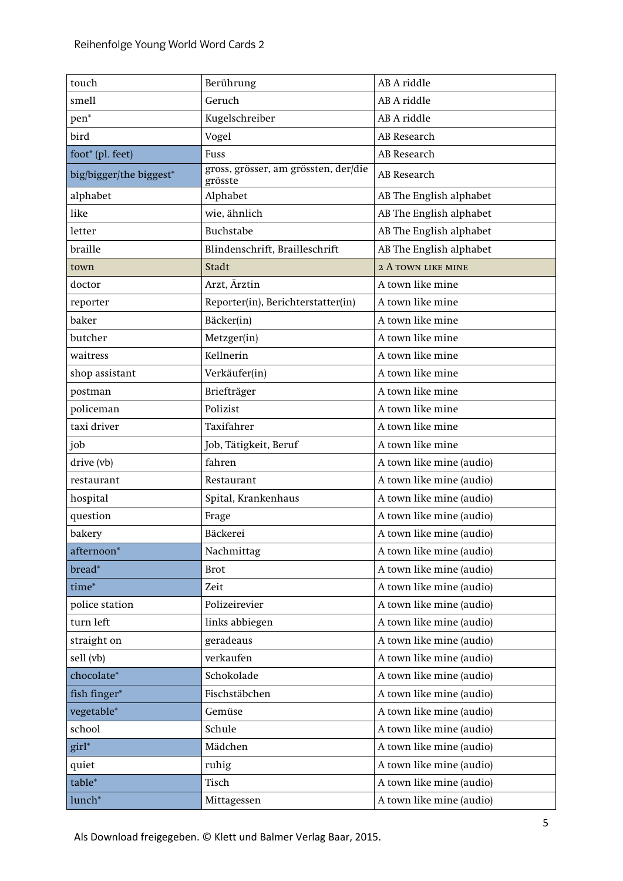| touch | Berührung | AB A riddle |
|---|---|---|
| smell | Geruch | AB A riddle |
| pen* | Kugelschreiber | AB A riddle |
| bird | Vogel | AB Research |
| foot* (pl. feet) | Fuss | AB Research |
| big/bigger/the biggest* | gross, grösser, am grössten, der/die grösste | AB Research |
| alphabet | Alphabet | AB The English alphabet |
| like | wie, ähnlich | AB The English alphabet |
| letter | Buchstabe | AB The English alphabet |
| braille | Blindenschrift, Brailleschrift | AB The English alphabet |
| town | Stadt | 2 A TOWN LIKE MINE |
| doctor | Arzt, Ärztin | A town like mine |
| reporter | Reporter(in), Berichterstatter(in) | A town like mine |
| baker | Bäcker(in) | A town like mine |
| butcher | Metzger(in) | A town like mine |
| waitress | Kellnerin | A town like mine |
| shop assistant | Verkäufer(in) | A town like mine |
| postman | Briefträger | A town like mine |
| policeman | Polizist | A town like mine |
| taxi driver | Taxifahrer | A town like mine |
| job | Job, Tätigkeit, Beruf | A town like mine |
| drive (vb) | fahren | A town like mine (audio) |
| restaurant | Restaurant | A town like mine (audio) |
| hospital | Spital, Krankenhaus | A town like mine (audio) |
| question | Frage | A town like mine (audio) |
| bakery | Bäckerei | A town like mine (audio) |
| afternoon* | Nachmittag | A town like mine (audio) |
| bread* | Brot | A town like mine (audio) |
| time* | Zeit | A town like mine (audio) |
| police station | Polizeirevier | A town like mine (audio) |
| turn left | links abbiegen | A town like mine (audio) |
| straight on | geradeaus | A town like mine (audio) |
| sell (vb) | verkaufen | A town like mine (audio) |
| chocolate* | Schokolade | A town like mine (audio) |
| fish finger* | Fischstäbchen | A town like mine (audio) |
| vegetable* | Gemüse | A town like mine (audio) |
| school | Schule | A town like mine (audio) |
| girl* | Mädchen | A town like mine (audio) |
| quiet | ruhig | A town like mine (audio) |
| table* | Tisch | A town like mine (audio) |
| lunch* | Mittagessen | A town like mine (audio) |

Als Download freigegeben. © Klett und Balmer Verlag Baar, 2015.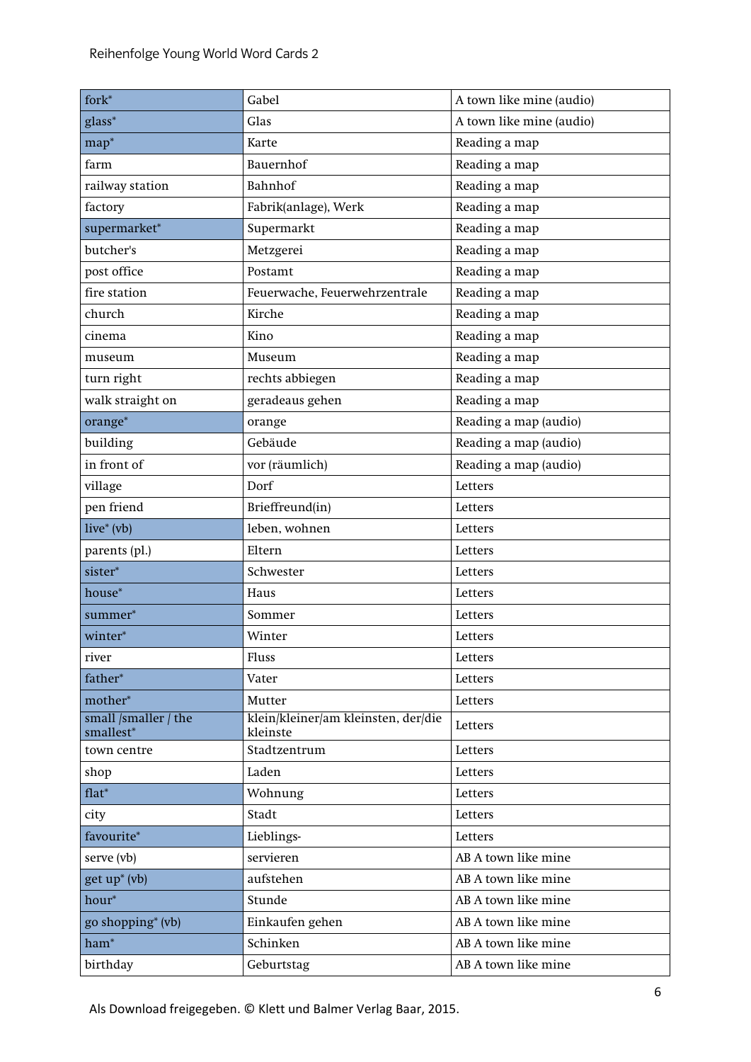| fork* | Gabel | A town like mine (audio) |
|---|---|---|
| glass* | Glas | A town like mine (audio) |
| map* | Karte | Reading a map |
| farm | Bauernhof | Reading a map |
| railway station | Bahnhof | Reading a map |
| factory | Fabrik(anlage), Werk | Reading a map |
| supermarket* | Supermarkt | Reading a map |
| butcher's | Metzgerei | Reading a map |
| post office | Postamt | Reading a map |
| fire station | Feuerwache, Feuerwehrzentrale | Reading a map |
| church | Kirche | Reading a map |
| cinema | Kino | Reading a map |
| museum | Museum | Reading a map |
| turn right | rechts abbiegen | Reading a map |
| walk straight on | geradeaus gehen | Reading a map |
| orange* | orange | Reading a map (audio) |
| building | Gebäude | Reading a map (audio) |
| in front of | vor (räumlich) | Reading a map (audio) |
| village | Dorf | Letters |
| pen friend | Brieffreund(in) | Letters |
| live* (vb) | leben, wohnen | Letters |
| parents (pl.) | Eltern | Letters |
| sister* | Schwester | Letters |
| house* | Haus | Letters |
| summer* | Sommer | Letters |
| winter* | Winter | Letters |
| river | Fluss | Letters |
| father* | Vater | Letters |
| mother* | Mutter | Letters |
| small /smaller / the smallest* | klein/kleiner/am kleinsten, der/die kleinste | Letters |
| town centre | Stadtzentrum | Letters |
| shop | Laden | Letters |
| flat* | Wohnung | Letters |
| city | Stadt | Letters |
| favourite* | Lieblings- | Letters |
| serve (vb) | servieren | AB A town like mine |
| get up* (vb) | aufstehen | AB A town like mine |
| hour* | Stunde | AB A town like mine |
| go shopping* (vb) | Einkaufen gehen | AB A town like mine |
| ham* | Schinken | AB A town like mine |
| birthday | Geburtstag | AB A town like mine |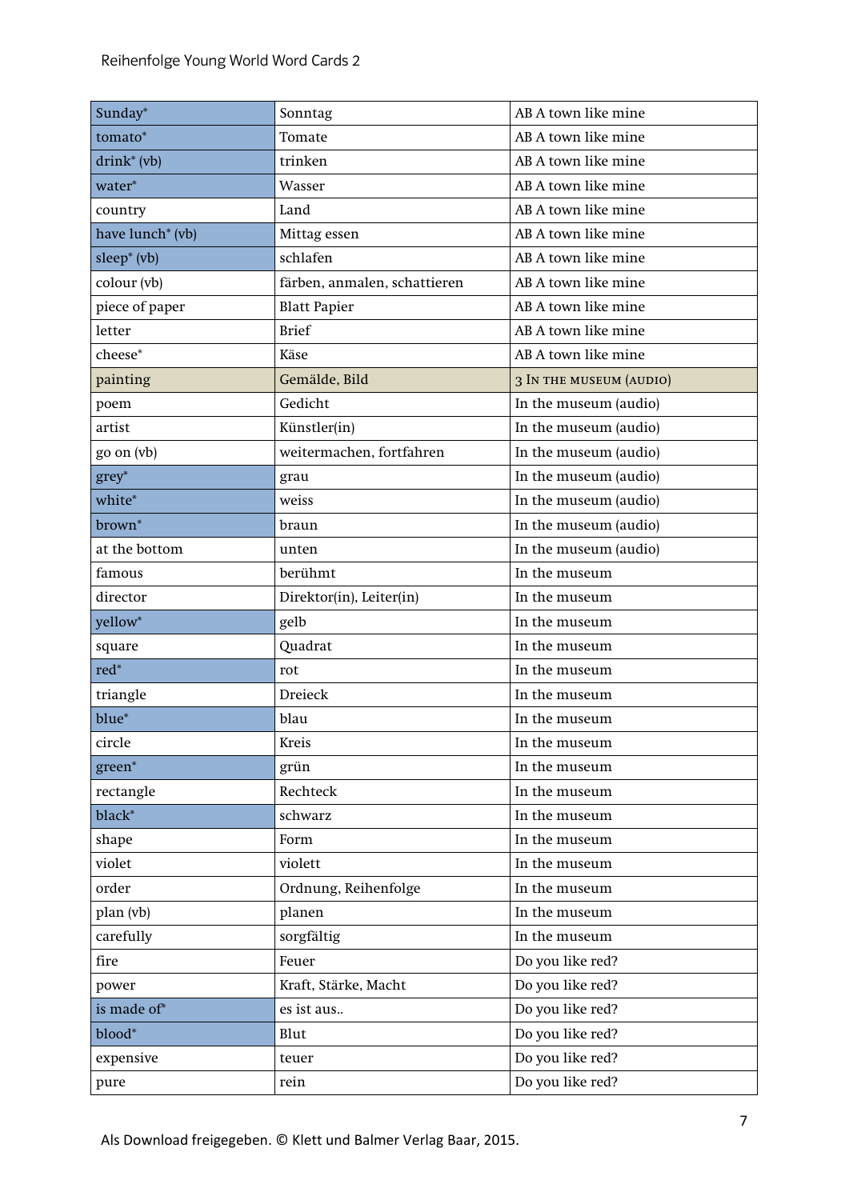Reihenfolge Young World Word Cards 2

| Sunday* | Sonntag | AB A town like mine |
|---|---|---|
| tomato* | Tomate | AB A town like mine |
| drink* (vb) | trinken | AB A town like mine |
| water* | Wasser | AB A town like mine |
| country | Land | AB A town like mine |
| have lunch* (vb) | Mittag essen | AB A town like mine |
| sleep* (vb) | schlafen | AB A town like mine |
| colour (vb) | färben, anmalen, schattieren | AB A town like mine |
| piece of paper | Blatt Papier | AB A town like mine |
| letter | Brief | AB A town like mine |
| cheese* | Käse | AB A town like mine |
| painting | Gemälde, Bild | 3 In the museum (audio) |
| poem | Gedicht | In the museum (audio) |
| artist | Künstler(in) | In the museum (audio) |
| go on (vb) | weitermachen, fortfahren | In the museum (audio) |
| grey* | grau | In the museum (audio) |
| white* | weiss | In the museum (audio) |
| brown* | braun | In the museum (audio) |
| at the bottom | unten | In the museum (audio) |
| famous | berühmt | In the museum |
| director | Direktor(in), Leiter(in) | In the museum |
| yellow* | gelb | In the museum |
| square | Quadrat | In the museum |
| red* | rot | In the museum |
| triangle | Dreieck | In the museum |
| blue* | blau | In the museum |
| circle | Kreis | In the museum |
| green* | grün | In the museum |
| rectangle | Rechteck | In the museum |
| black* | schwarz | In the museum |
| shape | Form | In the museum |
| violet | violett | In the museum |
| order | Ordnung, Reihenfolge | In the museum |
| plan (vb) | planen | In the museum |
| carefully | sorgfältig | In the museum |
| fire | Feuer | Do you like red? |
| power | Kraft, Stärke, Macht | Do you like red? |
| is made of* | es ist aus.. | Do you like red? |
| blood* | Blut | Do you like red? |
| expensive | teuer | Do you like red? |
| pure | rein | Do you like red? |

Als Download freigegeben. © Klett und Balmer Verlag Baar, 2015.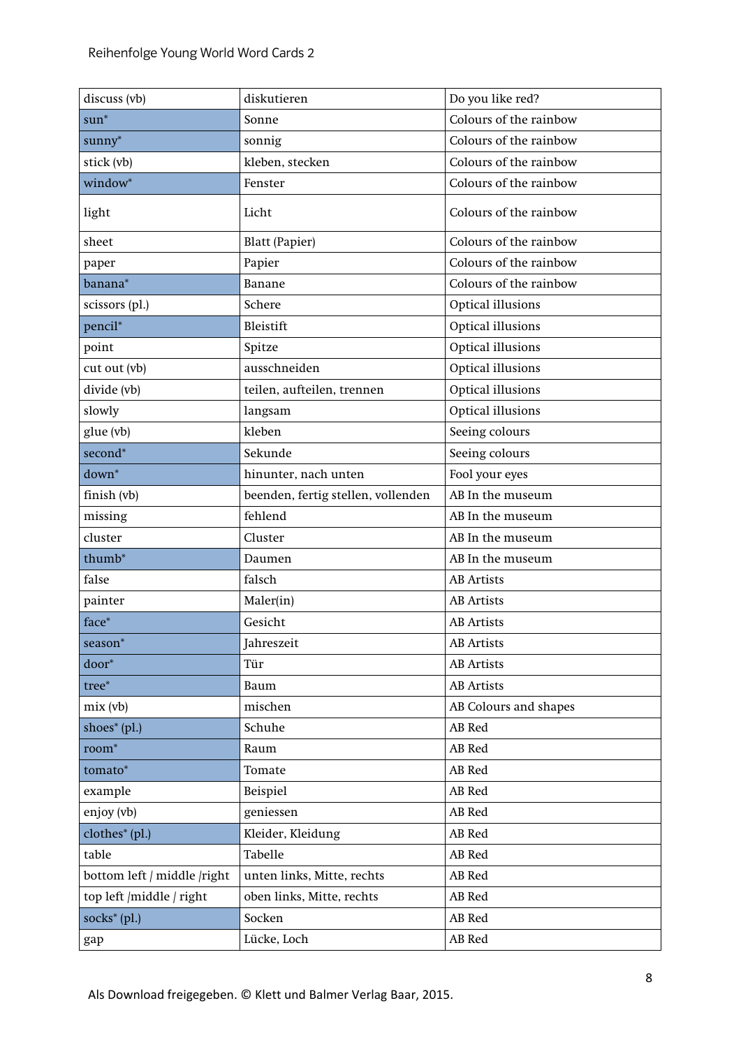| discuss (vb) | diskutieren | Do you like red? |
|---|---|---|
| sun* | Sonne | Colours of the rainbow |
| sunny* | sonnig | Colours of the rainbow |
| stick (vb) | kleben, stecken | Colours of the rainbow |
| window* | Fenster | Colours of the rainbow |
| light | Licht | Colours of the rainbow |
| sheet | Blatt (Papier) | Colours of the rainbow |
| paper | Papier | Colours of the rainbow |
| banana* | Banane | Colours of the rainbow |
| scissors (pl.) | Schere | Optical illusions |
| pencil* | Bleistift | Optical illusions |
| point | Spitze | Optical illusions |
| cut out (vb) | ausschneiden | Optical illusions |
| divide (vb) | teilen, aufteilen, trennen | Optical illusions |
| slowly | langsam | Optical illusions |
| glue (vb) | kleben | Seeing colours |
| second* | Sekunde | Seeing colours |
| down* | hinunter, nach unten | Fool your eyes |
| finish (vb) | beenden, fertig stellen, vollenden | AB In the museum |
| missing | fehlend | AB In the museum |
| cluster | Cluster | AB In the museum |
| thumb* | Daumen | AB In the museum |
| false | falsch | AB Artists |
| painter | Maler(in) | AB Artists |
| face* | Gesicht | AB Artists |
| season* | Jahreszeit | AB Artists |
| door* | Tür | AB Artists |
| tree* | Baum | AB Artists |
| mix (vb) | mischen | AB Colours and shapes |
| shoes* (pl.) | Schuhe | AB Red |
| room* | Raum | AB Red |
| tomato* | Tomate | AB Red |
| example | Beispiel | AB Red |
| enjoy (vb) | geniessen | AB Red |
| clothes* (pl.) | Kleider, Kleidung | AB Red |
| table | Tabelle | AB Red |
| bottom left / middle /right | unten links, Mitte, rechts | AB Red |
| top left /middle / right | oben links, Mitte, rechts | AB Red |
| socks* (pl.) | Socken | AB Red |
| gap | Lücke, Loch | AB Red |

Als Download freigegeben. © Klett und Balmer Verlag Baar, 2015.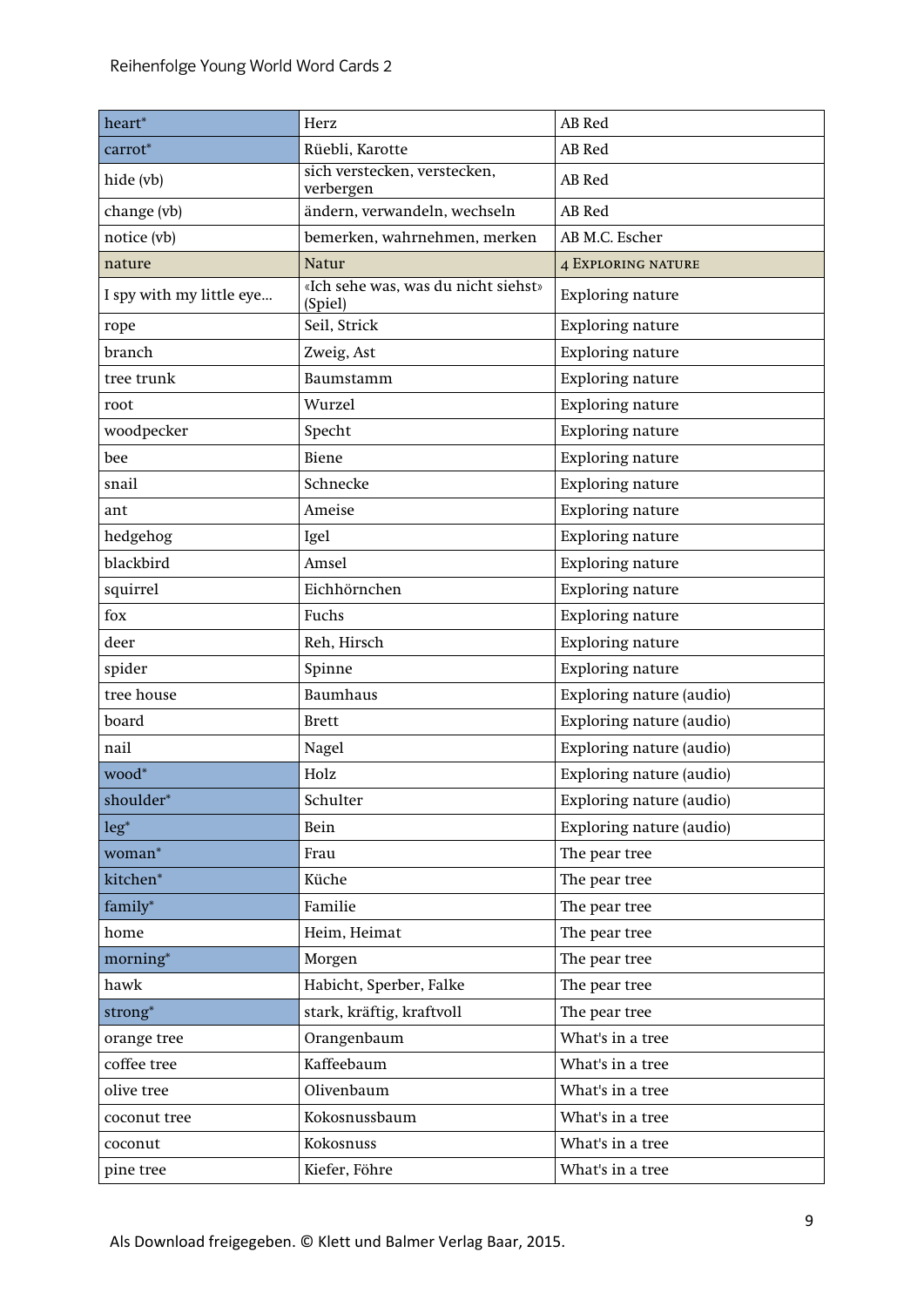| heart* | Herz | AB Red |
|---|---|---|
| carrot* | Rüebli, Karotte | AB Red |
| hide (vb) | sich verstecken, verstecken, verbergen | AB Red |
| change (vb) | ändern, verwandeln, wechseln | AB Red |
| notice (vb) | bemerken, wahrnehmen, merken | AB M.C. Escher |
| nature | Natur | 4 EXPLORING NATURE |
| I spy with my little eye… | «Ich sehe was, was du nicht siehst» (Spiel) | Exploring nature |
| rope | Seil, Strick | Exploring nature |
| branch | Zweig, Ast | Exploring nature |
| tree trunk | Baumstamm | Exploring nature |
| root | Wurzel | Exploring nature |
| woodpecker | Specht | Exploring nature |
| bee | Biene | Exploring nature |
| snail | Schnecke | Exploring nature |
| ant | Ameise | Exploring nature |
| hedgehog | Igel | Exploring nature |
| blackbird | Amsel | Exploring nature |
| squirrel | Eichhörnchen | Exploring nature |
| fox | Fuchs | Exploring nature |
| deer | Reh, Hirsch | Exploring nature |
| spider | Spinne | Exploring nature |
| tree house | Baumhaus | Exploring nature (audio) |
| board | Brett | Exploring nature (audio) |
| nail | Nagel | Exploring nature (audio) |
| wood* | Holz | Exploring nature (audio) |
| shoulder* | Schulter | Exploring nature (audio) |
| leg* | Bein | Exploring nature (audio) |
| woman* | Frau | The pear tree |
| kitchen* | Küche | The pear tree |
| family* | Familie | The pear tree |
| home | Heim, Heimat | The pear tree |
| morning* | Morgen | The pear tree |
| hawk | Habicht, Sperber, Falke | The pear tree |
| strong* | stark, kräftig, kraftvoll | The pear tree |
| orange tree | Orangenbaum | What's in a tree |
| coffee tree | Kaffeebaum | What's in a tree |
| olive tree | Olivenbaum | What's in a tree |
| coconut tree | Kokosnussbaum | What's in a tree |
| coconut | Kokosnuss | What's in a tree |
| pine tree | Kiefer, Föhre | What's in a tree |

Als Download freigegeben. © Klett und Balmer Verlag Baar, 2015.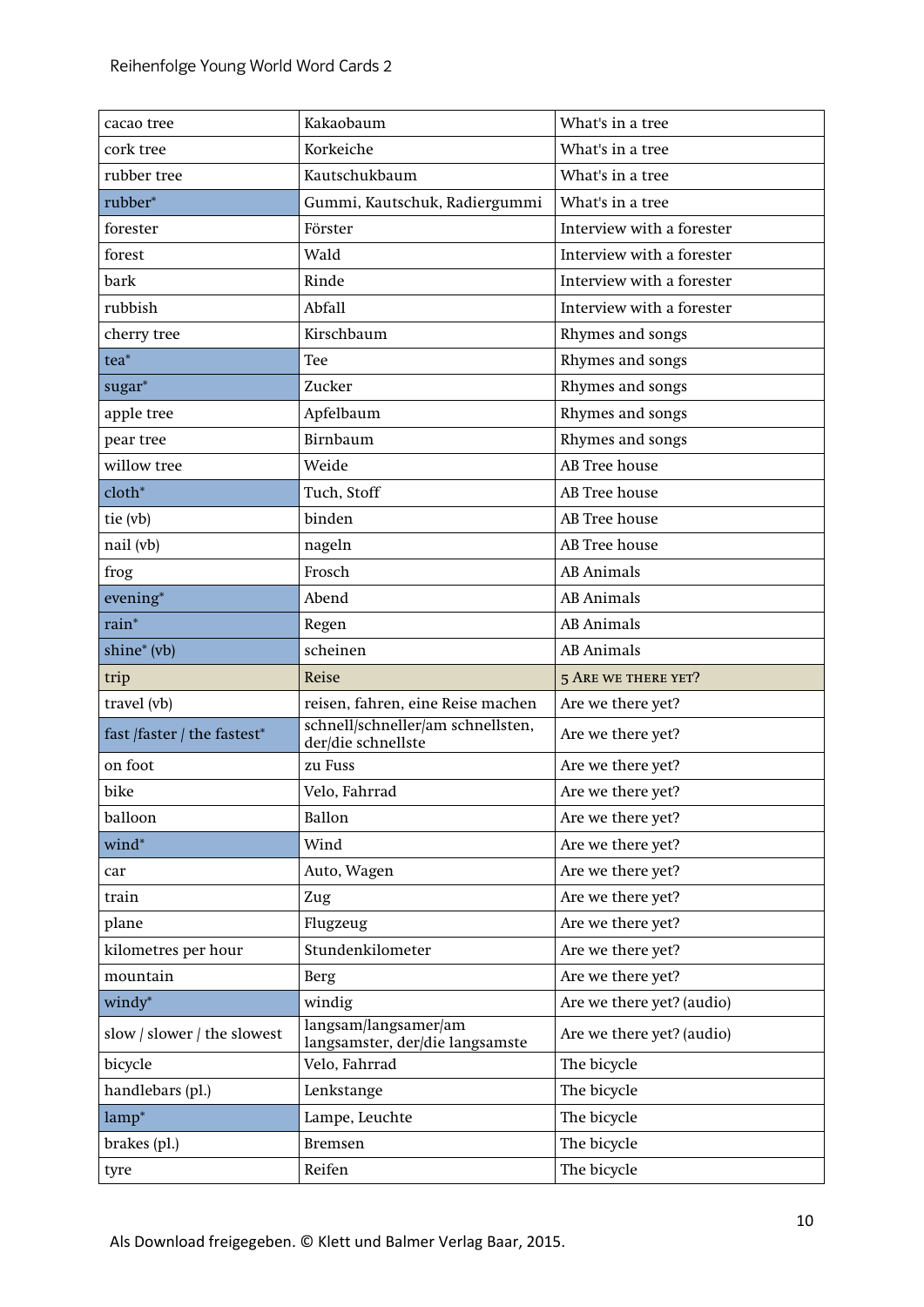| cacao tree | Kakaobaum | What's in a tree |
|---|---|---|
| cork tree | Korkeiche | What's in a tree |
| rubber tree | Kautschukbaum | What's in a tree |
| rubber* | Gummi, Kautschuk, Radiergummi | What's in a tree |
| forester | Förster | Interview with a forester |
| forest | Wald | Interview with a forester |
| bark | Rinde | Interview with a forester |
| rubbish | Abfall | Interview with a forester |
| cherry tree | Kirschbaum | Rhymes and songs |
| tea* | Tee | Rhymes and songs |
| sugar* | Zucker | Rhymes and songs |
| apple tree | Apfelbaum | Rhymes and songs |
| pear tree | Birnbaum | Rhymes and songs |
| willow tree | Weide | AB Tree house |
| cloth* | Tuch, Stoff | AB Tree house |
| tie (vb) | binden | AB Tree house |
| nail (vb) | nageln | AB Tree house |
| frog | Frosch | AB Animals |
| evening* | Abend | AB Animals |
| rain* | Regen | AB Animals |
| shine* (vb) | scheinen | AB Animals |
| trip | Reise | 5 ARE WE THERE YET? |
| travel (vb) | reisen, fahren, eine Reise machen | Are we there yet? |
| fast /faster / the fastest* | schnell/schneller/am schnellsten, der/die schnellste | Are we there yet? |
| on foot | zu Fuss | Are we there yet? |
| bike | Velo, Fahrrad | Are we there yet? |
| balloon | Ballon | Are we there yet? |
| wind* | Wind | Are we there yet? |
| car | Auto, Wagen | Are we there yet? |
| train | Zug | Are we there yet? |
| plane | Flugzeug | Are we there yet? |
| kilometres per hour | Stundenkilometer | Are we there yet? |
| mountain | Berg | Are we there yet? |
| windy* | windig | Are we there yet? (audio) |
| slow / slower / the slowest | langsam/langsamer/am langsamster, der/die langsamste | Are we there yet? (audio) |
| bicycle | Velo, Fahrrad | The bicycle |
| handlebars (pl.) | Lenkstange | The bicycle |
| lamp* | Lampe, Leuchte | The bicycle |
| brakes (pl.) | Bremsen | The bicycle |
| tyre | Reifen | The bicycle |

Als Download freigegeben. © Klett und Balmer Verlag Baar, 2015.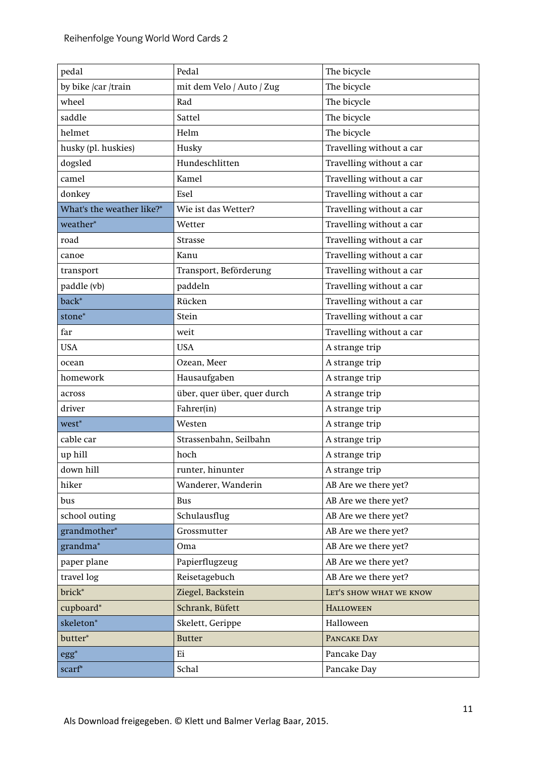Reihenfolge Young World Word Cards 2

| | | |
|---|---|---|
| pedal | Pedal | The bicycle |
| by bike /car /train | mit dem Velo / Auto / Zug | The bicycle |
| wheel | Rad | The bicycle |
| saddle | Sattel | The bicycle |
| helmet | Helm | The bicycle |
| husky (pl. huskies) | Husky | Travelling without a car |
| dogsled | Hundeschlitten | Travelling without a car |
| camel | Kamel | Travelling without a car |
| donkey | Esel | Travelling without a car |
| What's the weather like?* | Wie ist das Wetter? | Travelling without a car |
| weather* | Wetter | Travelling without a car |
| road | Strasse | Travelling without a car |
| canoe | Kanu | Travelling without a car |
| transport | Transport, Beförderung | Travelling without a car |
| paddle (vb) | paddeln | Travelling without a car |
| back* | Rücken | Travelling without a car |
| stone* | Stein | Travelling without a car |
| far | weit | Travelling without a car |
| USA | USA | A strange trip |
| ocean | Ozean, Meer | A strange trip |
| homework | Hausaufgaben | A strange trip |
| across | über, quer über, quer durch | A strange trip |
| driver | Fahrer(in) | A strange trip |
| west* | Westen | A strange trip |
| cable car | Strassenbahn, Seilbahn | A strange trip |
| up hill | hoch | A strange trip |
| down hill | runter, hinunter | A strange trip |
| hiker | Wanderer, Wanderin | AB Are we there yet? |
| bus | Bus | AB Are we there yet? |
| school outing | Schulausflug | AB Are we there yet? |
| grandmother* | Grossmutter | AB Are we there yet? |
| grandma* | Oma | AB Are we there yet? |
| paper plane | Papierflugzeug | AB Are we there yet? |
| travel log | Reisetagebuch | AB Are we there yet? |
| brick* | Ziegel, Backstein | LET'S SHOW WHAT WE KNOW |
| cupboard* | Schrank, Büfett | HALLOWEEN |
| skeleton* | Skelett, Gerippe | Halloween |
| butter* | Butter | PANCAKE DAY |
| egg* | Ei | Pancake Day |
| scarf* | Schal | Pancake Day |

Als Download freigegeben. © Klett und Balmer Verlag Baar, 2015.